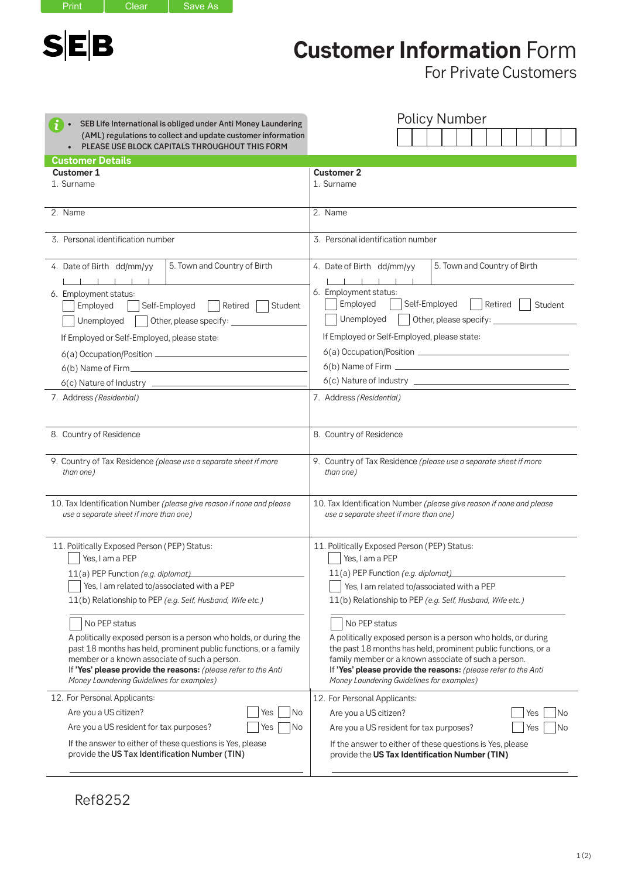Print Clear Save As

# SEB

# Customer Information Form
## For Private Customers

- SEB Life International is obliged under Anti Money Laundering (AML) regulations to collect and update customer information
- PLEASE USE BLOCK CAPITALS THROUGHOUT THIS FORM

**Policy Number**

## Customer Details

| **Customer 1** | **Customer 2** |
|---|---|
| 1. Surname | 1. Surname |
| 2. Name | 2. Name |
| 3. Personal identification number | 3. Personal identification number |
| 4. Date of Birth dd/mm/yy / 5. Town and Country of Birth | 4. Date of Birth dd/mm/yy / 5. Town and Country of Birth |
| 6. Employment status: ☐ Employed ☐ Self-Employed ☐ Retired ☐ Student ☐ Unemployed ☐ Other, please specify: ____ | 6. Employment status: ☐ Employed ☐ Self-Employed ☐ Retired ☐ Student ☐ Unemployed ☐ Other, please specify: ____ |
| If Employed or Self-Employed, please state: 6(a) Occupation/Position ____ 6(b) Name of Firm ____ 6(c) Nature of Industry ____ | If Employed or Self-Employed, please state: 6(a) Occupation/Position ____ 6(b) Name of Firm ____ 6(c) Nature of Industry ____ |
| 7. Address *(Residential)* | 7. Address *(Residential)* |
| 8. Country of Residence | 8. Country of Residence |
| 9. Country of Tax Residence *(please use a separate sheet if more than one)* | 9. Country of Tax Residence *(please use a separate sheet if more than one)* |
| 10. Tax Identification Number *(please give reason if none and please use a separate sheet if more than one)* | 10. Tax Identification Number *(please give reason if none and please use a separate sheet if more than one)* |
| 11. Politically Exposed Person (PEP) Status: ☐ Yes, I am a PEP; 11(a) PEP Function *(e.g. diplomat)* ____; ☐ Yes, I am related to/associated with a PEP; 11(b) Relationship to PEP *(e.g. Self, Husband, Wife etc.)* ____; ☐ No PEP status. A politically exposed person is a person who holds, or during the past 18 months has held, prominent public functions, or a family member or a known associate of such a person. If **'Yes' please provide the reasons:** *(please refer to the Anti Money Laundering Guidelines for examples)* | 11. Politically Exposed Person (PEP) Status: ☐ Yes, I am a PEP; 11(a) PEP Function *(e.g. diplomat)* ____; ☐ Yes, I am related to/associated with a PEP; 11(b) Relationship to PEP *(e.g. Self, Husband, Wife etc.)* ____; ☐ No PEP status. A politically exposed person is a person who holds, or during the past 18 months has held, prominent public functions, or a family member or a known associate of such a person. If **'Yes' please provide the reasons:** *(please refer to the Anti Money Laundering Guidelines for examples)* |
| 12. For Personal Applicants: Are you a US citizen? ☐ Yes ☐ No; Are you a US resident for tax purposes? ☐ Yes ☐ No; If the answer to either of these questions is Yes, please provide the **US Tax Identification Number (TIN)** ____ | 12. For Personal Applicants: Are you a US citizen? ☐ Yes ☐ No; Are you a US resident for tax purposes? ☐ Yes ☐ No; If the answer to either of these questions is Yes, please provide the **US Tax Identification Number (TIN)** ____ |

Ref8252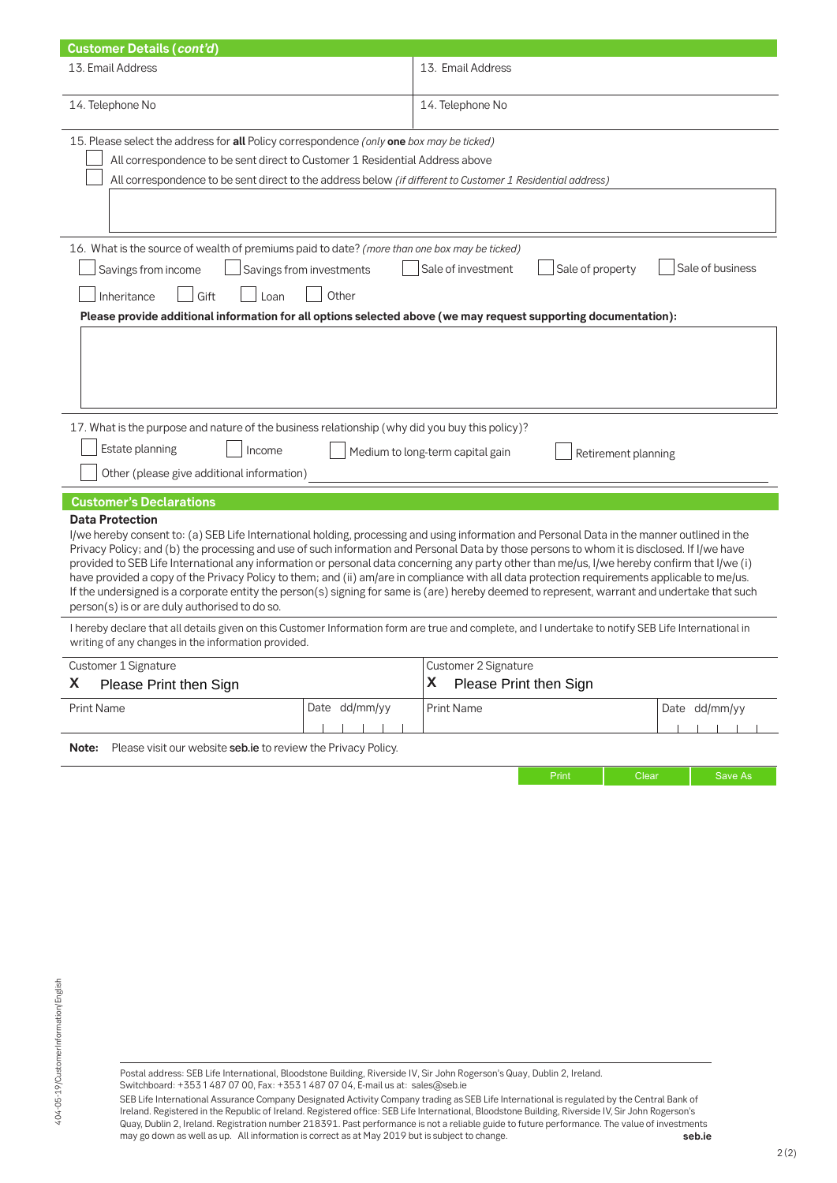## Customer Details (*cont'd*)

| | |
|---|---|
| 13. Email Address | 13. Email Address |
| 14. Telephone No | 14. Telephone No |

15. Please select the address for **all** Policy correspondence *(only **one** box may be ticked)*

☐ All correspondence to be sent direct to Customer 1 Residential Address above

☐ All correspondence to be sent direct to the address below *(if different to Customer 1 Residential address)*

16. What is the source of wealth of premiums paid to date? *(more than one box may be ticked)*

☐ Savings from income ☐ Savings from investments ☐ Sale of investment ☐ Sale of property ☐ Sale of business

☐ Inheritance ☐ Gift ☐ Loan ☐ Other

**Please provide additional information for all options selected above (we may request supporting documentation):**

17. What is the purpose and nature of the business relationship (why did you buy this policy)?

☐ Estate planning ☐ Income ☐ Medium to long-term capital gain ☐ Retirement planning

☐ Other (please give additional information) ____________________

## Customer's Declarations

**Data Protection**

I/we hereby consent to: (a) SEB Life International holding, processing and using information and Personal Data in the manner outlined in the Privacy Policy; and (b) the processing and use of such information and Personal Data by those persons to whom it is disclosed. If I/we have provided to SEB Life International any information or personal data concerning any party other than me/us, I/we hereby confirm that I/we (i) have provided a copy of the Privacy Policy to them; and (ii) am/are in compliance with all data protection requirements applicable to me/us. If the undersigned is a corporate entity the person(s) signing for same is (are) hereby deemed to represent, warrant and undertake that such person(s) is or are duly authorised to do so.

I hereby declare that all details given on this Customer Information form are true and complete, and I undertake to notify SEB Life International in writing of any changes in the information provided.

| | | | |
|---|---|---|---|
| Customer 1 Signature<br>X Please Print then Sign | | Customer 2 Signature<br>X Please Print then Sign | |
| Print Name | Date dd/mm/yy | Print Name | Date dd/mm/yy |

**Note:** Please visit our website **seb.ie** to review the Privacy Policy.

Print Clear Save As

Postal address: SEB Life International, Bloodstone Building, Riverside IV, Sir John Rogerson's Quay, Dublin 2, Ireland.
Switchboard: +353 1 487 07 00, Fax: +353 1 487 07 04, E-mail us at: sales@seb.ie

SEB Life International Assurance Company Designated Activity Company trading as SEB Life International is regulated by the Central Bank of Ireland. Registered in the Republic of Ireland. Registered office: SEB Life International, Bloodstone Building, Riverside IV, Sir John Rogerson's Quay, Dublin 2, Ireland. Registration number 218391. Past performance is not a reliable guide to future performance. The value of investments may go down as well as up. All information is correct as at May 2019 but is subject to change.

**seb.ie**

404-05-19/CustomerInformation/English